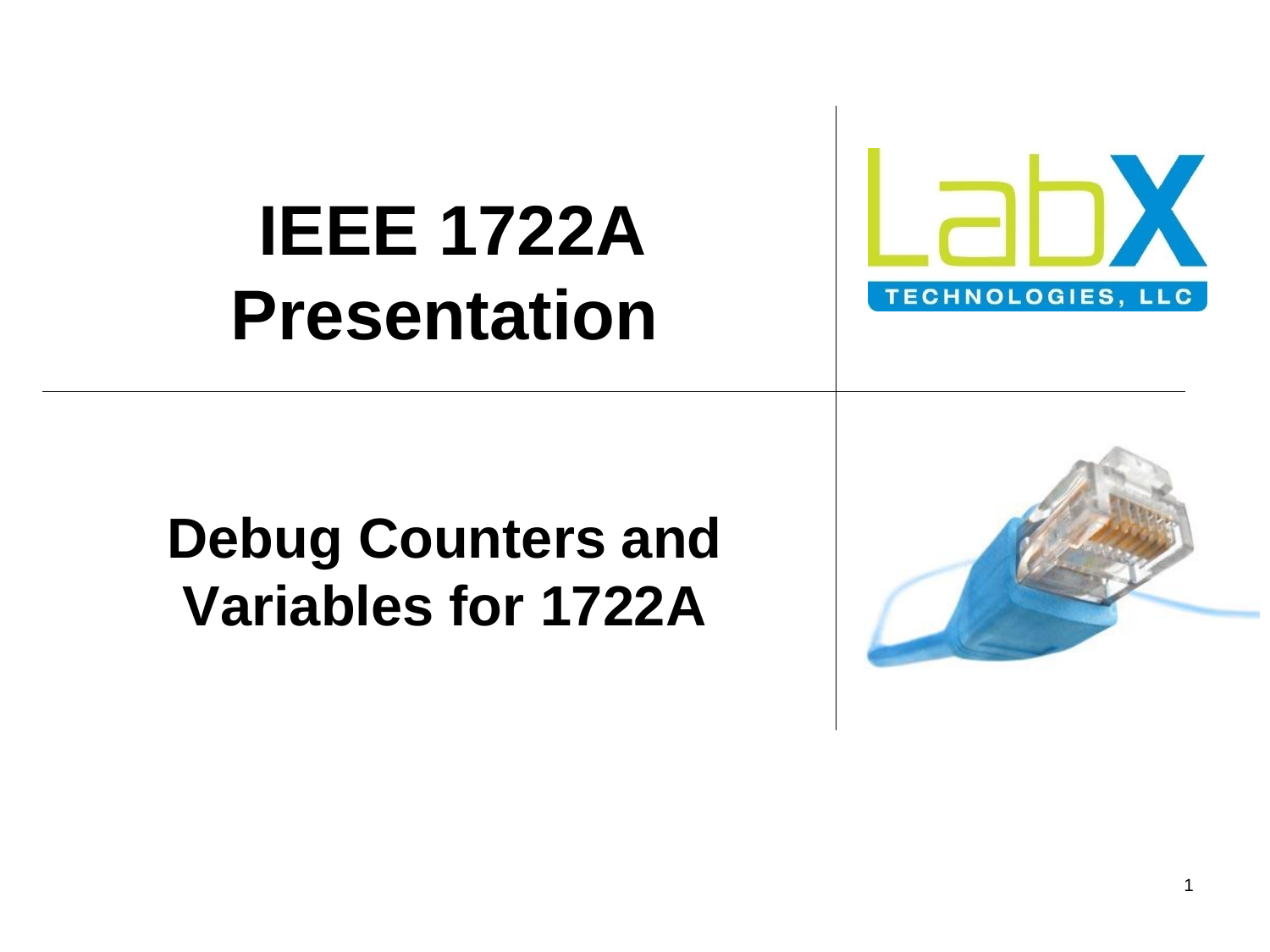# IEEE 1722A Presentation

## Debug Counters and Variables for 1722A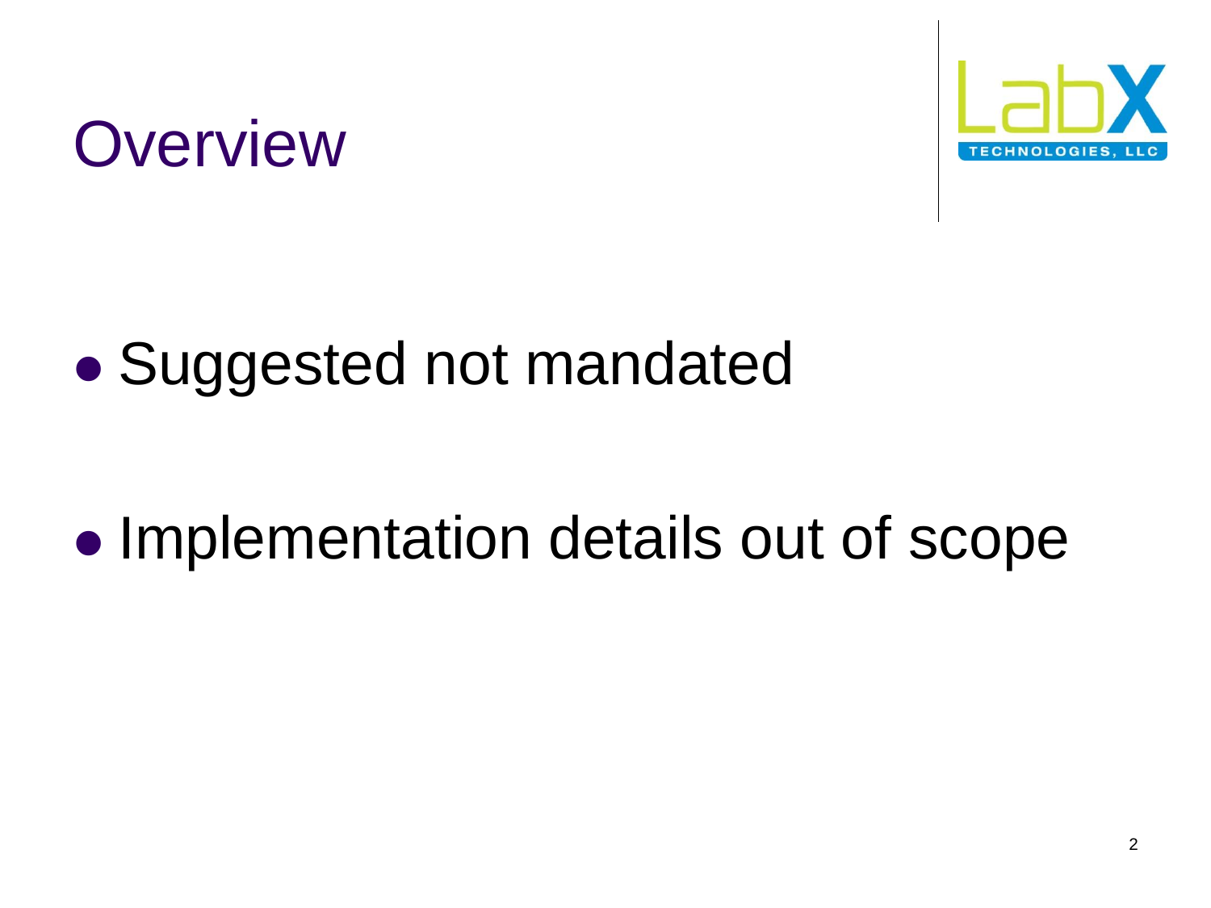# Overview

- Suggested not mandated
- Implementation details out of scope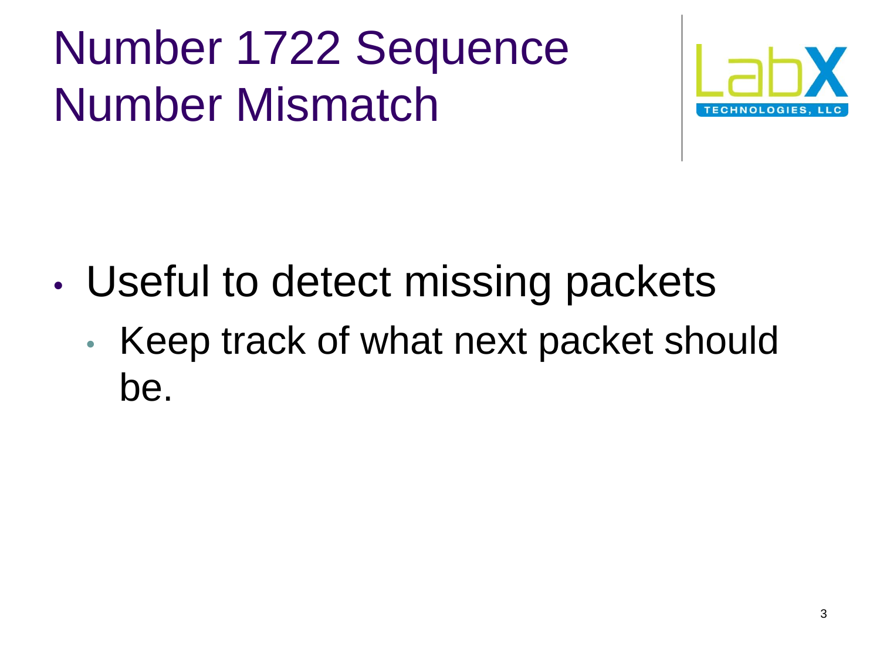# Number 1722 Sequence Number Mismatch

- Useful to detect missing packets
  - Keep track of what next packet should be.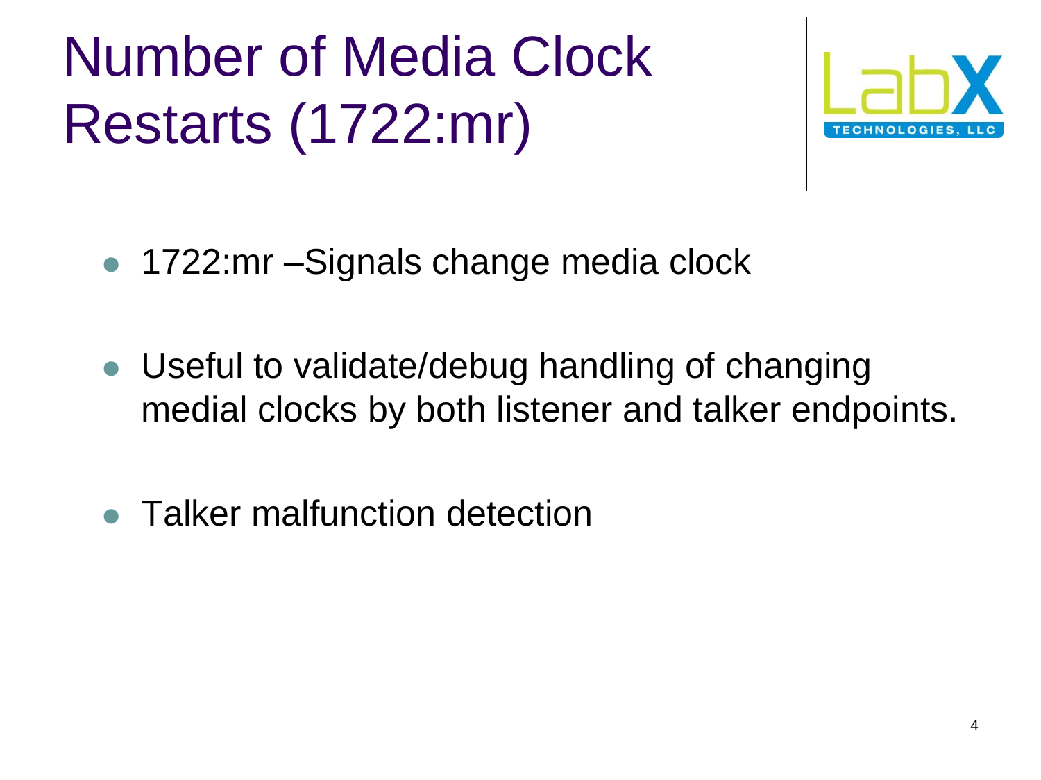# Number of Media Clock Restarts (1722:mr)

- 1722:mr –Signals change media clock
- Useful to validate/debug handling of changing medial clocks by both listener and talker endpoints.
- Talker malfunction detection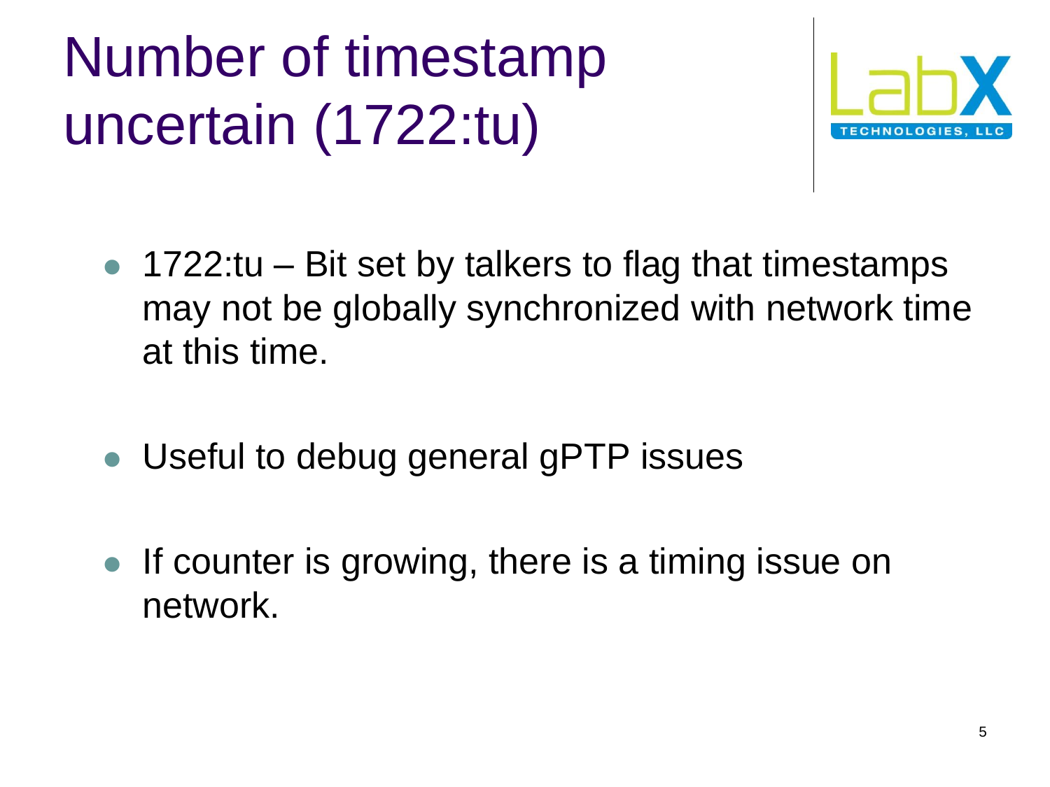# Number of timestamp uncertain (1722:tu)

- 1722:tu – Bit set by talkers to flag that timestamps may not be globally synchronized with network time at this time.

- Useful to debug general gPTP issues

- If counter is growing, there is a timing issue on network.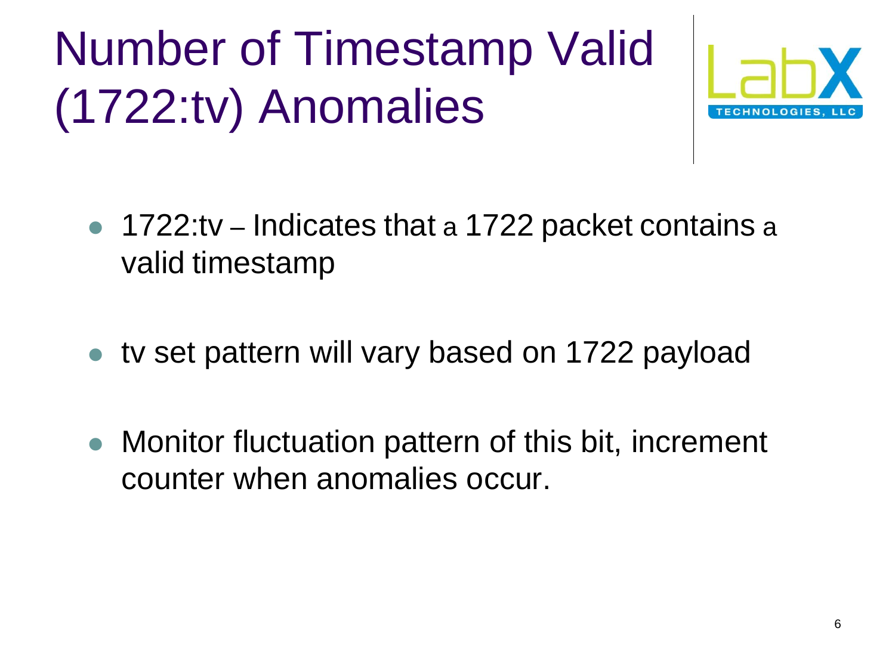# Number of Timestamp Valid (1722:tv) Anomalies

- 1722:tv – Indicates that a 1722 packet contains a valid timestamp
- tv set pattern will vary based on 1722 payload
- Monitor fluctuation pattern of this bit, increment counter when anomalies occur.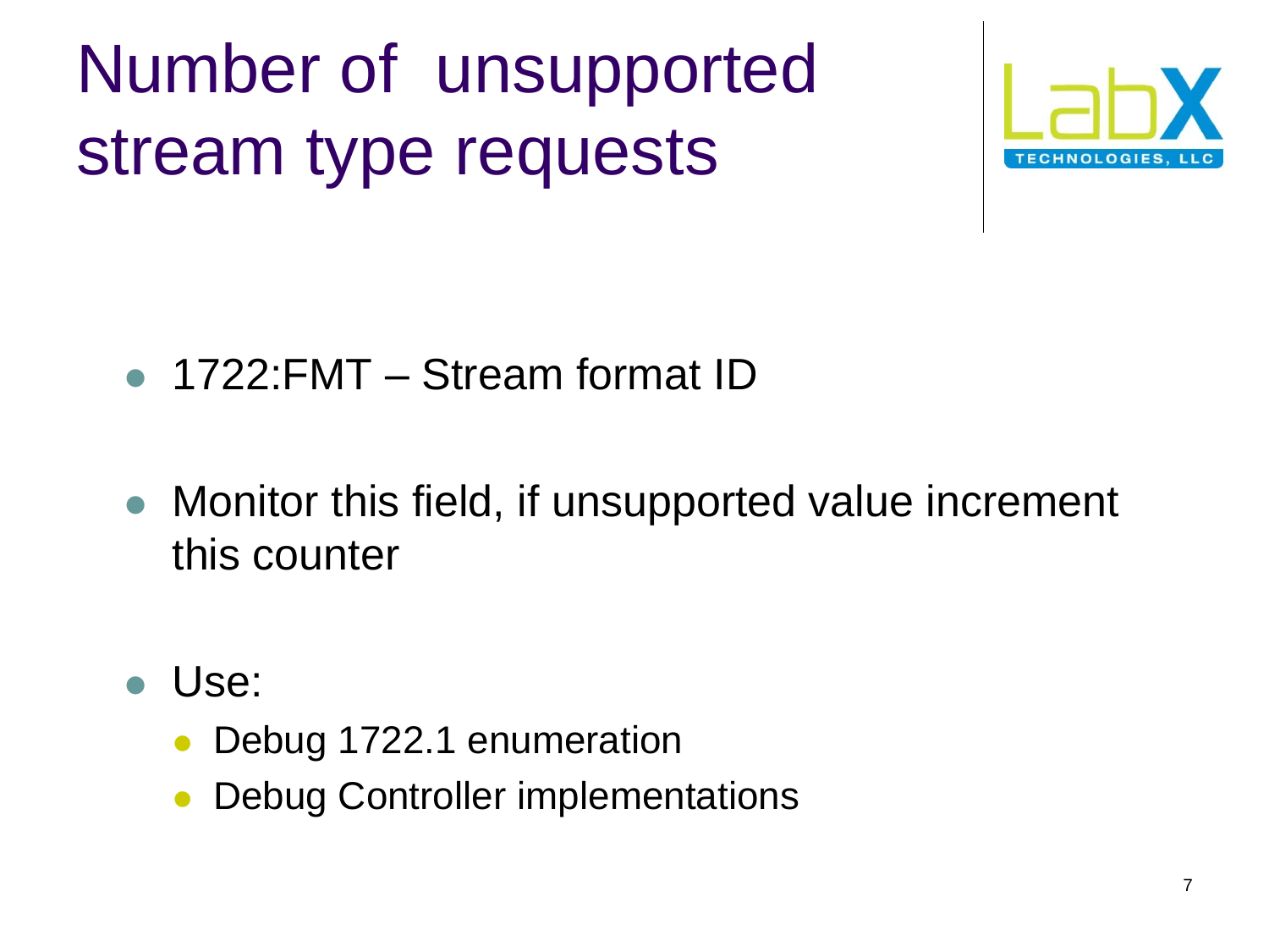# Number of unsupported stream type requests

- 1722:FMT – Stream format ID
- Monitor this field, if unsupported value increment this counter
- Use:
  - Debug 1722.1 enumeration
  - Debug Controller implementations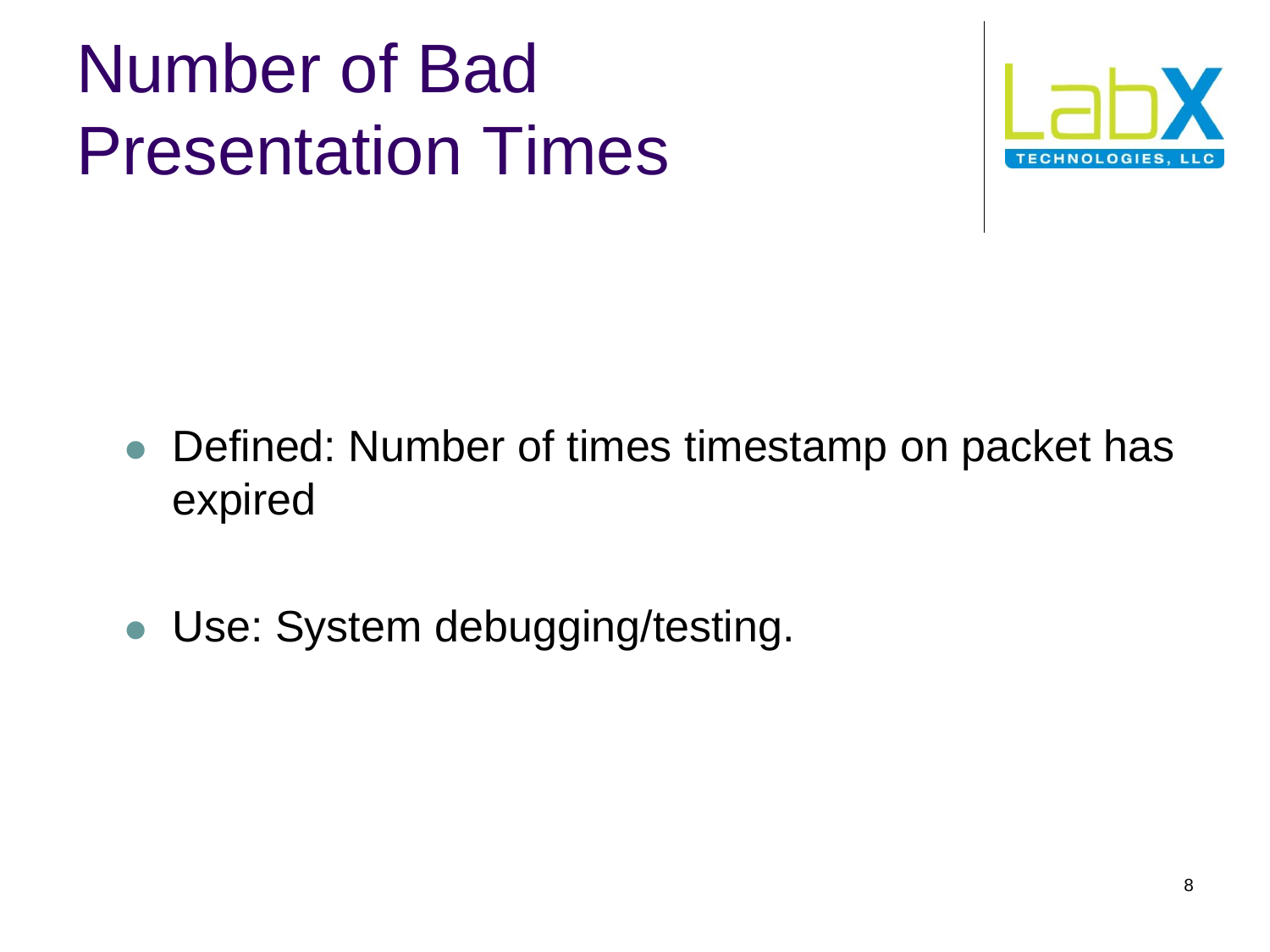# Number of Bad Presentation Times

- Defined: Number of times timestamp on packet has expired
- Use: System debugging/testing.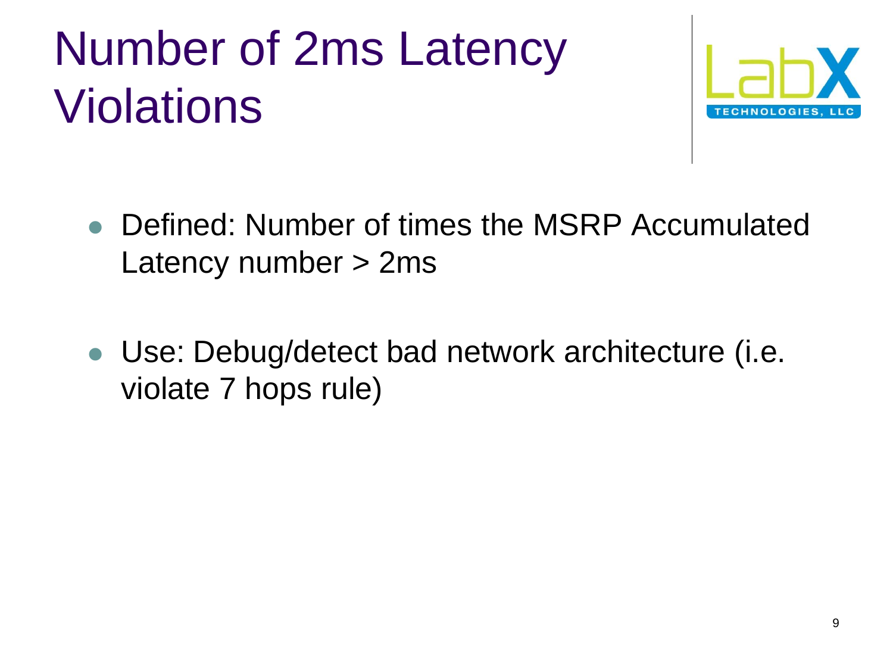# Number of 2ms Latency Violations

- Defined: Number of times the MSRP Accumulated Latency number > 2ms
- Use: Debug/detect bad network architecture (i.e. violate 7 hops rule)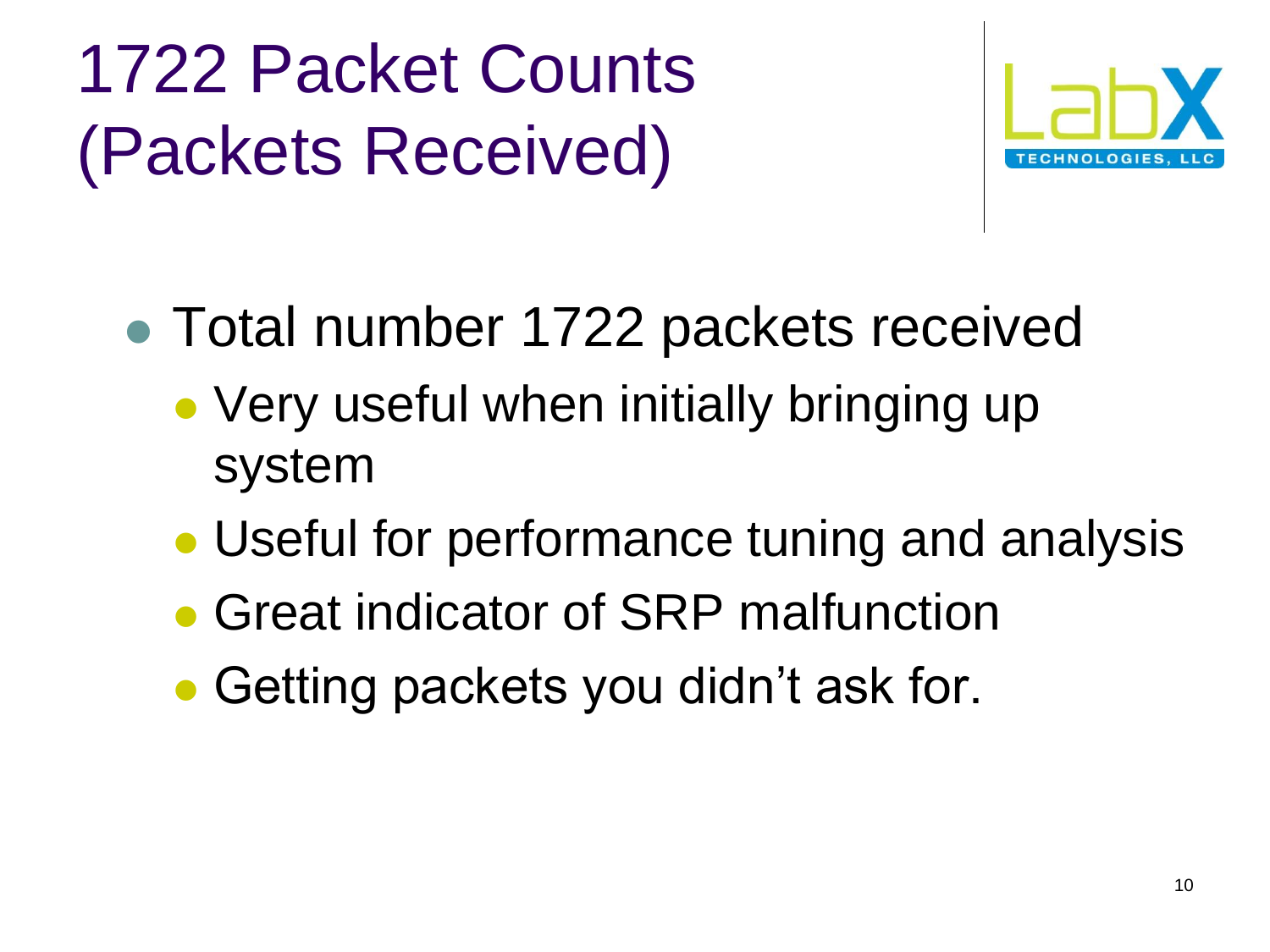# 1722 Packet Counts (Packets Received)

- Total number 1722 packets received
  - Very useful when initially bringing up system
  - Useful for performance tuning and analysis
  - Great indicator of SRP malfunction
  - Getting packets you didn't ask for.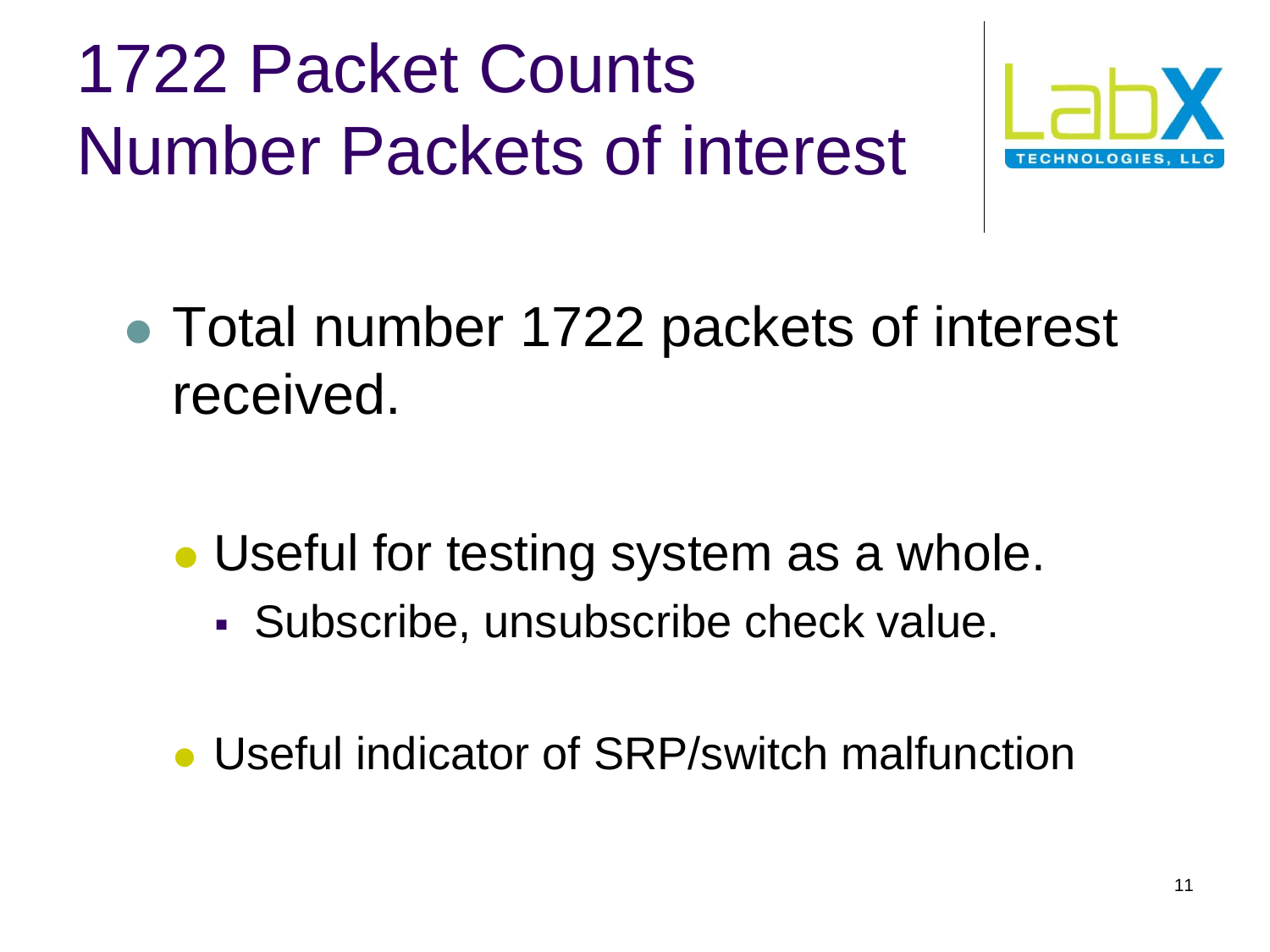# 1722 Packet Counts Number Packets of interest

- Total number 1722 packets of interest received.
  - Useful for testing system as a whole.
    - Subscribe, unsubscribe check value.
  - Useful indicator of SRP/switch malfunction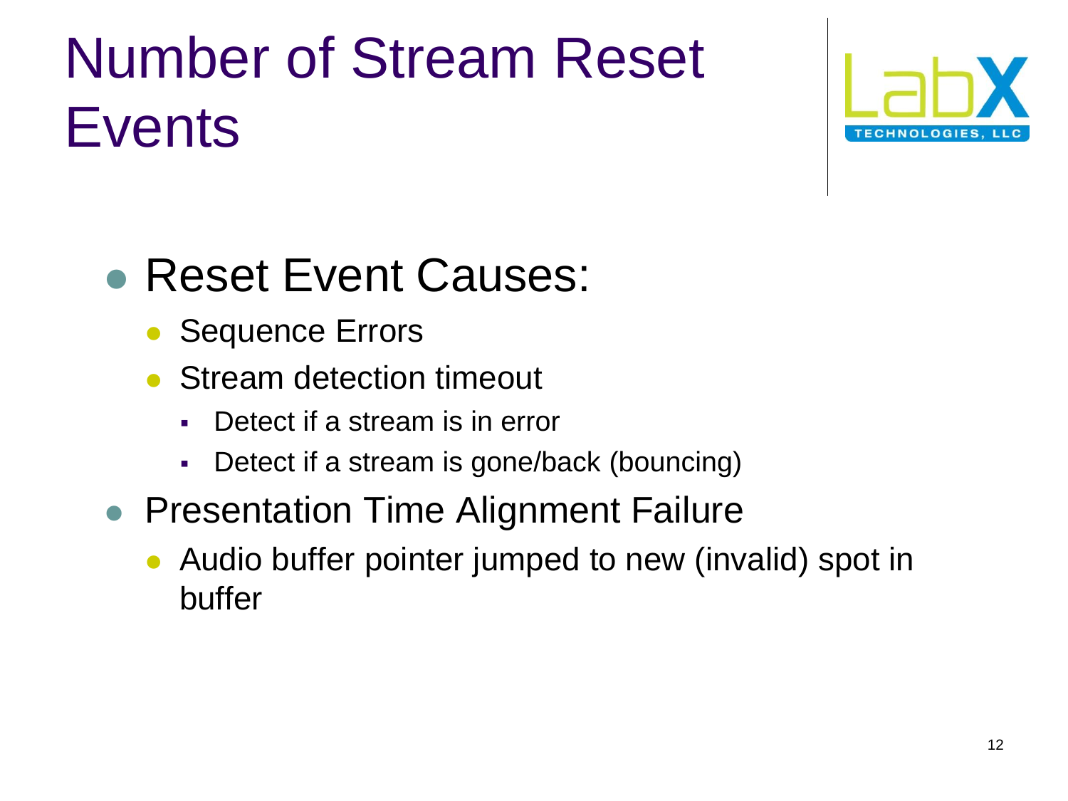# Number of Stream Reset Events

- Reset Event Causes:
  - Sequence Errors
  - Stream detection timeout
    - Detect if a stream is in error
    - Detect if a stream is gone/back (bouncing)
- Presentation Time Alignment Failure
  - Audio buffer pointer jumped to new (invalid) spot in buffer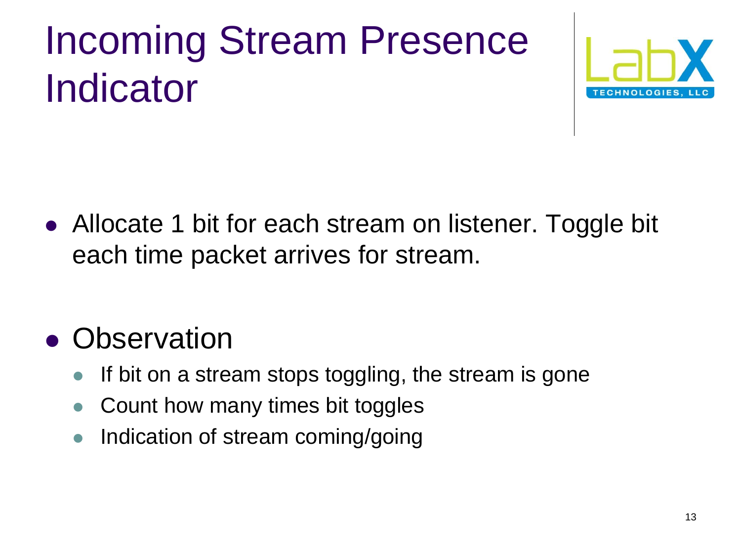# Incoming Stream Presence Indicator

- Allocate 1 bit for each stream on listener. Toggle bit each time packet arrives for stream.

- Observation
  - If bit on a stream stops toggling, the stream is gone
  - Count how many times bit toggles
  - Indication of stream coming/going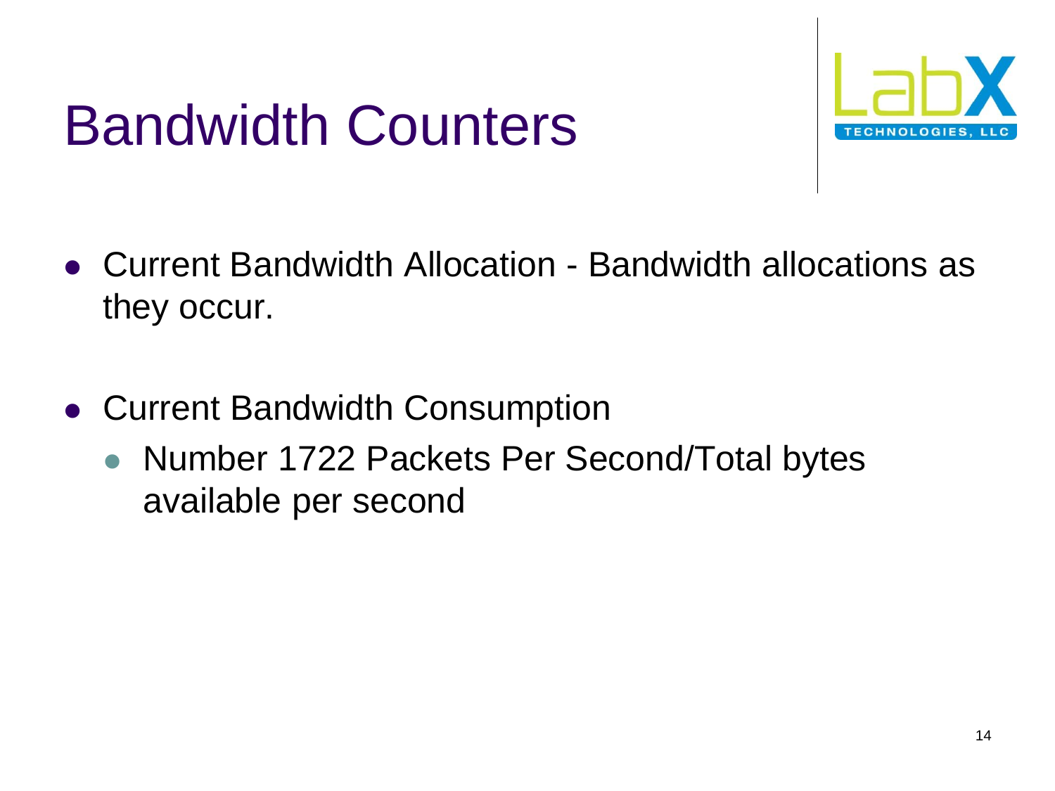# Bandwidth Counters

- Current Bandwidth Allocation - Bandwidth allocations as they occur.
- Current Bandwidth Consumption
  - Number 1722 Packets Per Second/Total bytes available per second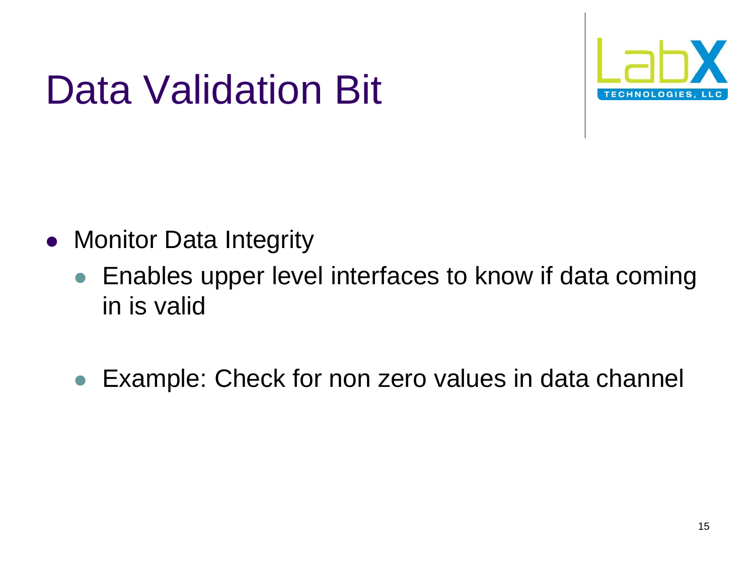# Data Validation Bit

- Monitor Data Integrity
  - Enables upper level interfaces to know if data coming in is valid
  - Example: Check for non zero values in data channel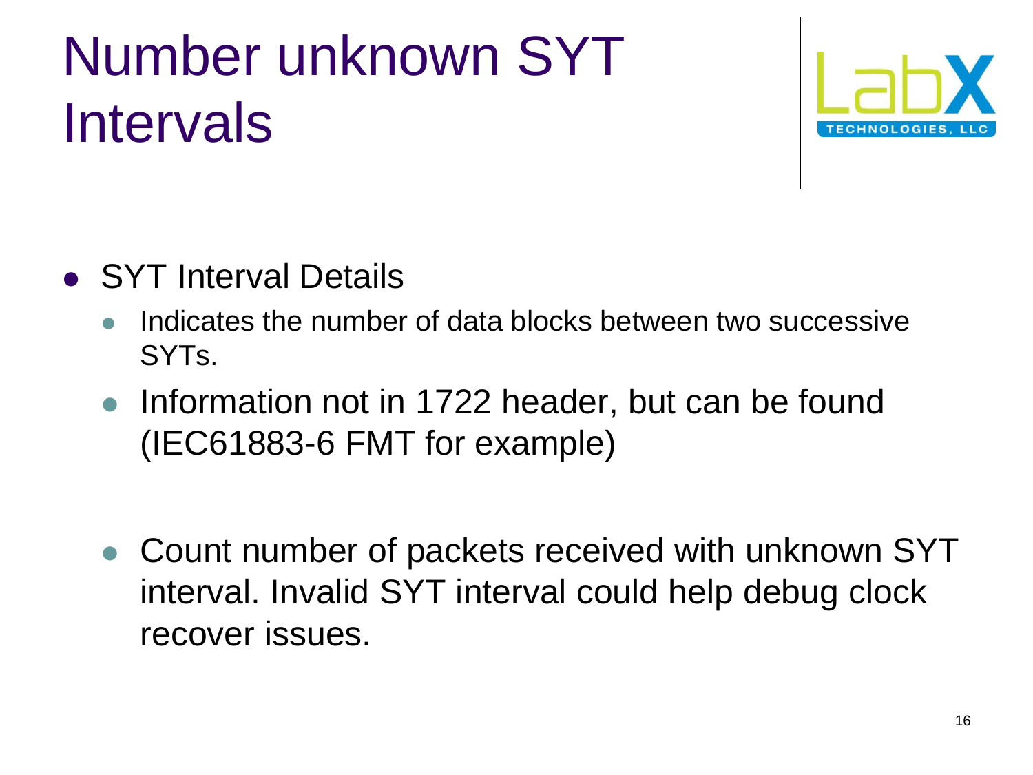# Number unknown SYT Intervals

- SYT Interval Details
  - Indicates the number of data blocks between two successive SYTs.
  - Information not in 1722 header, but can be found (IEC61883-6 FMT for example)

  - Count number of packets received with unknown SYT interval. Invalid SYT interval could help debug clock recover issues.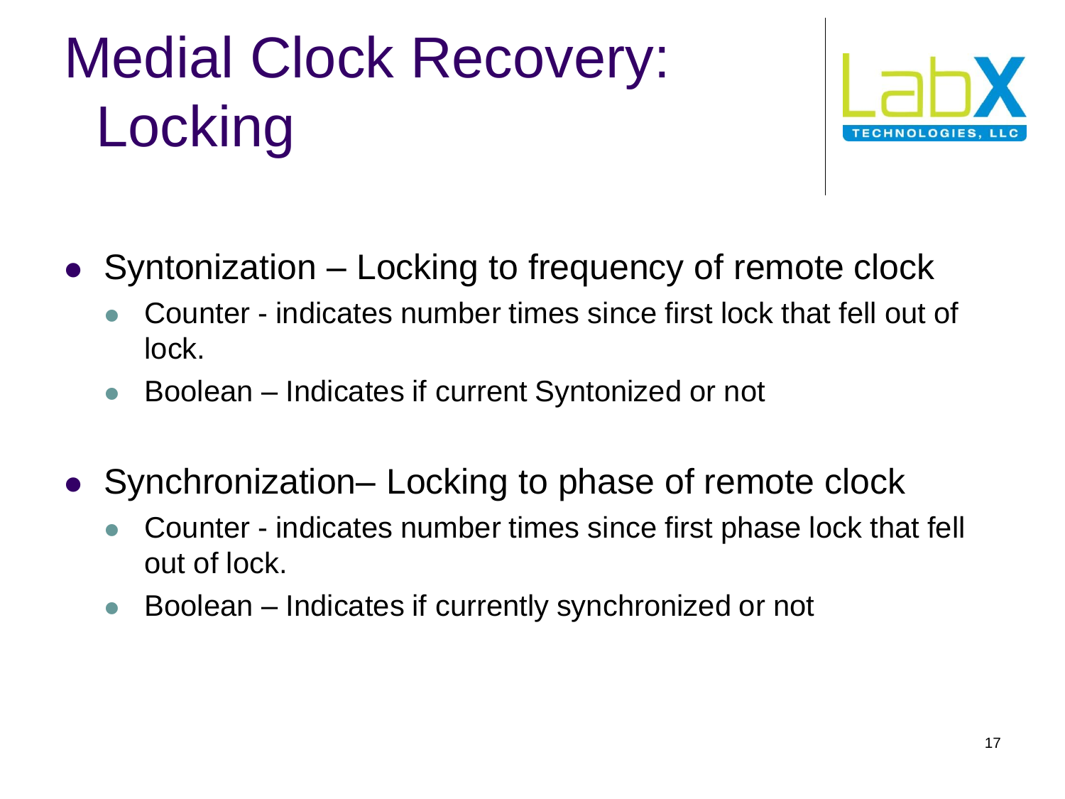# Medial Clock Recovery: Locking

- Syntonization – Locking to frequency of remote clock
  - Counter - indicates number times since first lock that fell out of lock.
  - Boolean – Indicates if current Syntonized or not
- Synchronization– Locking to phase of remote clock
  - Counter - indicates number times since first phase lock that fell out of lock.
  - Boolean – Indicates if currently synchronized or not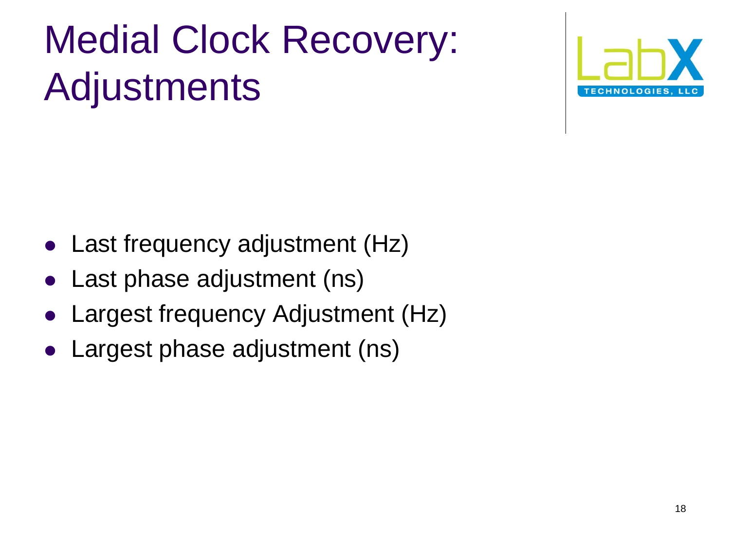# Medial Clock Recovery: Adjustments

- Last frequency adjustment (Hz)
- Last phase adjustment (ns)
- Largest frequency Adjustment (Hz)
- Largest phase adjustment (ns)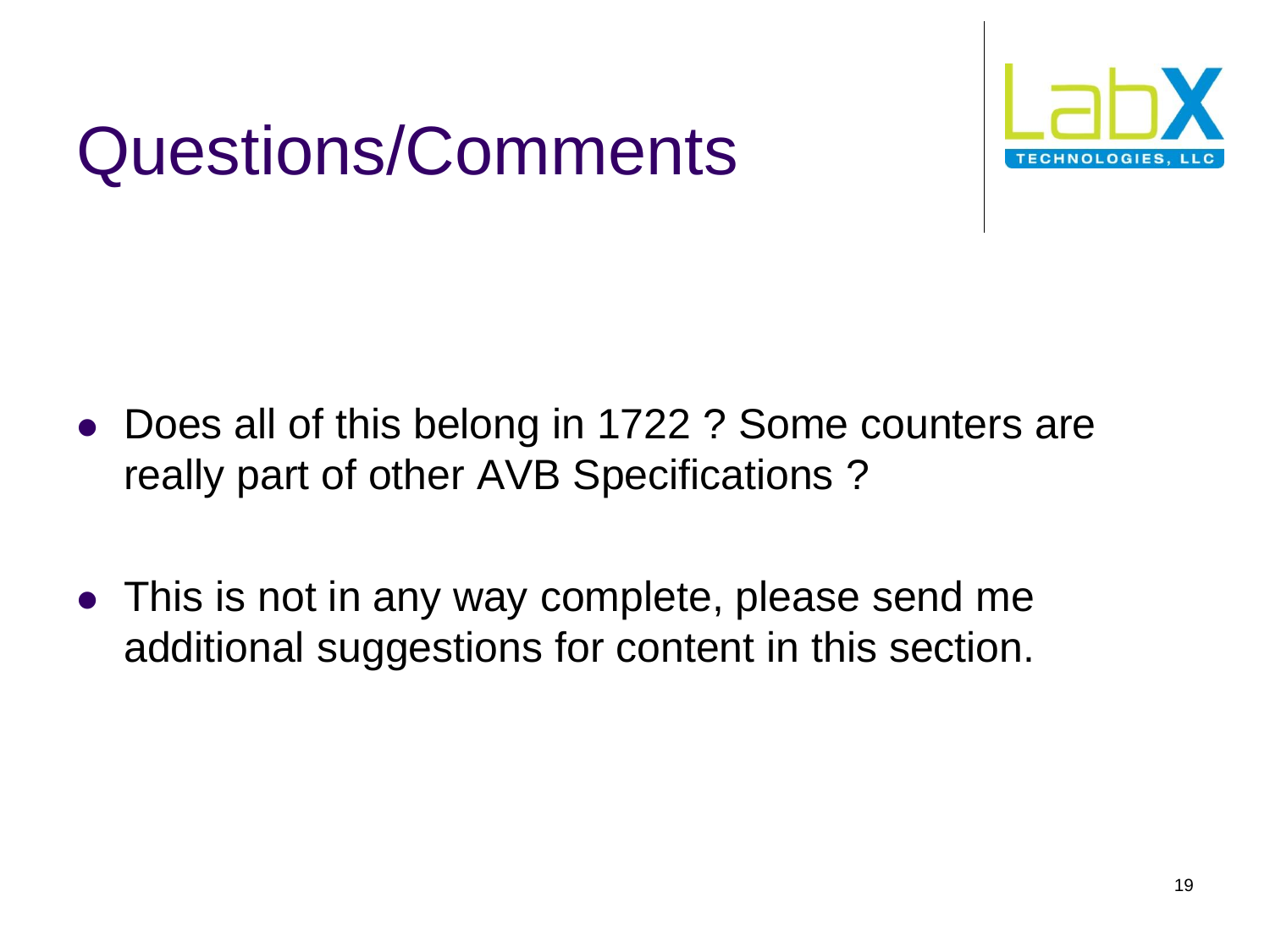# Questions/Comments

- Does all of this belong in 1722 ? Some counters are really part of other AVB Specifications ?
- This is not in any way complete, please send me additional suggestions for content in this section.